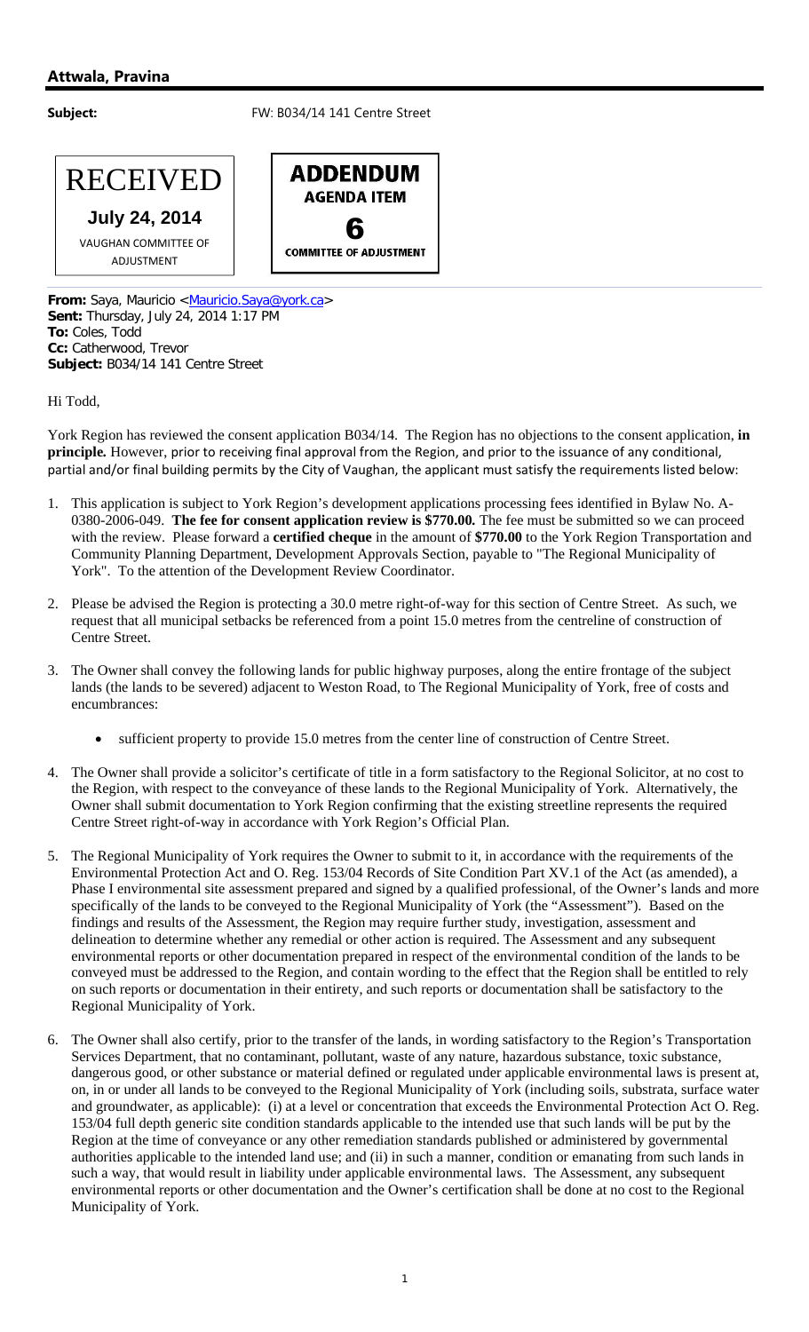**Attwala, Pravina**

**Subject:** FW: B034/14 141 Centre Street

RECEIVED

**July 24, 2014**

VAUGHAN COMMITTEE OF ADJUSTMENT

**ADDENDUM**
**AGENDA ITEM**
**6**
**COMMITTEE OF ADJUSTMENT**

**From:** Saya, Mauricio <Mauricio.Saya@york.ca>
**Sent:** Thursday, July 24, 2014 1:17 PM
**To:** Coles, Todd
**Cc:** Catherwood, Trevor
**Subject:** B034/14 141 Centre Street

Hi Todd,

York Region has reviewed the consent application B034/14. The Region has no objections to the consent application, **in principle.** However, prior to receiving final approval from the Region, and prior to the issuance of any conditional, partial and/or final building permits by the City of Vaughan, the applicant must satisfy the requirements listed below:

1. This application is subject to York Region's development applications processing fees identified in Bylaw No. A-0380-2006-049. **The fee for consent application review is $770.00.** The fee must be submitted so we can proceed with the review. Please forward a **certified cheque** in the amount of **$770.00** to the York Region Transportation and Community Planning Department, Development Approvals Section, payable to "The Regional Municipality of York". To the attention of the Development Review Coordinator.

2. Please be advised the Region is protecting a 30.0 metre right-of-way for this section of Centre Street. As such, we request that all municipal setbacks be referenced from a point 15.0 metres from the centreline of construction of Centre Street.

3. The Owner shall convey the following lands for public highway purposes, along the entire frontage of the subject lands (the lands to be severed) adjacent to Weston Road, to The Regional Municipality of York, free of costs and encumbrances:

   - sufficient property to provide 15.0 metres from the center line of construction of Centre Street.

4. The Owner shall provide a solicitor's certificate of title in a form satisfactory to the Regional Solicitor, at no cost to the Region, with respect to the conveyance of these lands to the Regional Municipality of York. Alternatively, the Owner shall submit documentation to York Region confirming that the existing streetline represents the required Centre Street right-of-way in accordance with York Region's Official Plan.

5. The Regional Municipality of York requires the Owner to submit to it, in accordance with the requirements of the Environmental Protection Act and O. Reg. 153/04 Records of Site Condition Part XV.1 of the Act (as amended), a Phase I environmental site assessment prepared and signed by a qualified professional, of the Owner's lands and more specifically of the lands to be conveyed to the Regional Municipality of York (the "Assessment"). Based on the findings and results of the Assessment, the Region may require further study, investigation, assessment and delineation to determine whether any remedial or other action is required. The Assessment and any subsequent environmental reports or other documentation prepared in respect of the environmental condition of the lands to be conveyed must be addressed to the Region, and contain wording to the effect that the Region shall be entitled to rely on such reports or documentation in their entirety, and such reports or documentation shall be satisfactory to the Regional Municipality of York.

6. The Owner shall also certify, prior to the transfer of the lands, in wording satisfactory to the Region's Transportation Services Department, that no contaminant, pollutant, waste of any nature, hazardous substance, toxic substance, dangerous good, or other substance or material defined or regulated under applicable environmental laws is present at, on, in or under all lands to be conveyed to the Regional Municipality of York (including soils, substrata, surface water and groundwater, as applicable): (i) at a level or concentration that exceeds the Environmental Protection Act O. Reg. 153/04 full depth generic site condition standards applicable to the intended use that such lands will be put by the Region at the time of conveyance or any other remediation standards published or administered by governmental authorities applicable to the intended land use; and (ii) in such a manner, condition or emanating from such lands in such a way, that would result in liability under applicable environmental laws. The Assessment, any subsequent environmental reports or other documentation and the Owner's certification shall be done at no cost to the Regional Municipality of York.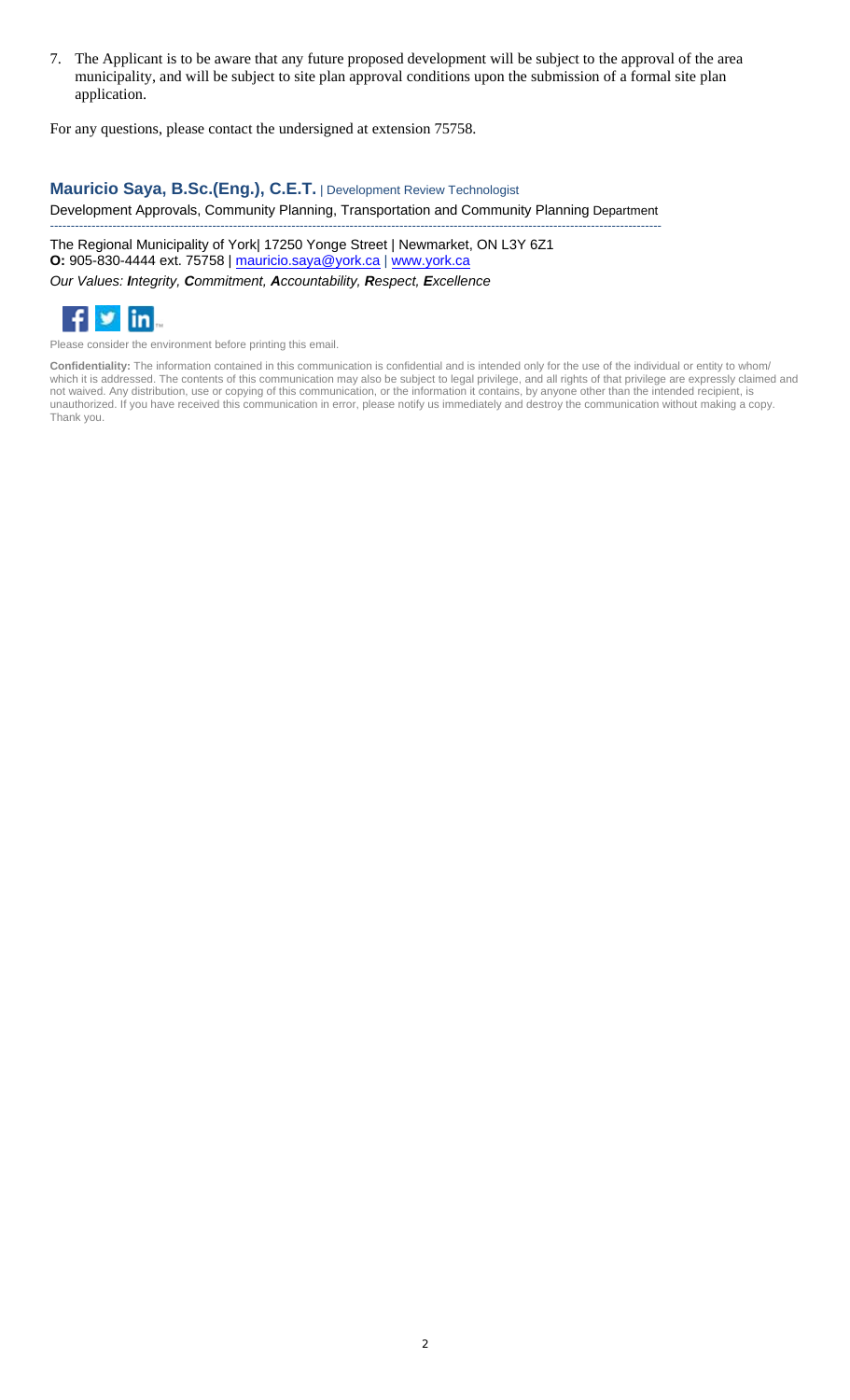7. The Applicant is to be aware that any future proposed development will be subject to the approval of the area municipality, and will be subject to site plan approval conditions upon the submission of a formal site plan application.

For any questions, please contact the undersigned at extension 75758.

**Mauricio Saya, B.Sc.(Eng.), C.E.T.** | Development Review Technologist
Development Approvals, Community Planning, Transportation and Community Planning Department

---

The Regional Municipality of York| 17250 Yonge Street | Newmarket, ON L3Y 6Z1
**O:** 905-830-4444 ext. 75758 | mauricio.saya@york.ca | www.york.ca
*Our Values: **I**ntegrity, **C**ommitment, **A**ccountability, **R**espect, **E**xcellence*

Please consider the environment before printing this email.

**Confidentiality:** The information contained in this communication is confidential and is intended only for the use of the individual or entity to whom/ which it is addressed. The contents of this communication may also be subject to legal privilege, and all rights of that privilege are expressly claimed and not waived. Any distribution, use or copying of this communication, or the information it contains, by anyone other than the intended recipient, is unauthorized. If you have received this communication in error, please notify us immediately and destroy the communication without making a copy. Thank you.